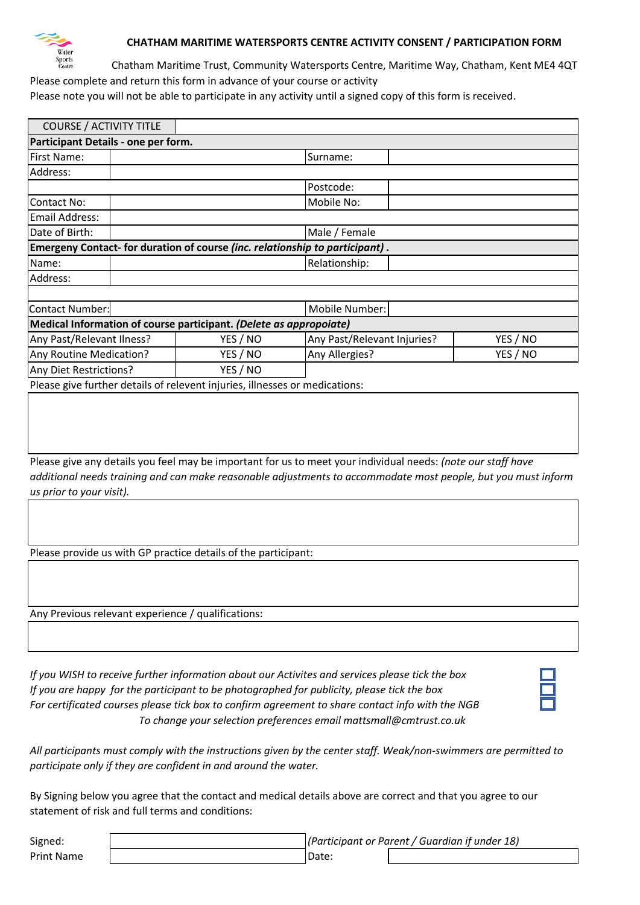## CHATHAM MARITIME WATERSPORTS CENTRE ACTIVITY CONSENT / PARTICIPATION FORM

Chatham Maritime Trust, Community Watersports Centre, Maritime Way, Chatham, Kent ME4 4QT

Please complete and return this form in advance of your course or activity

Please note you will not be able to participate in any activity until a signed copy of this form is received.

| COURSE / ACTIVITY TITLE | | | |
|---|---|---|---|
| **Participant Details - one per form.** | | | |
| First Name: | | Surname: | |
| Address: | | | |
| | | Postcode: | |
| Contact No: | | Mobile No: | |
| Email Address: | | | |
| Date of Birth: | | Male / Female | |
| **Emergeny Contact- for duration of course *(inc. relationship to participant)* .** | | | |
| Name: | | Relationship: | |
| Address: | | | |
| | | | |
| Contact Number: | | Mobile Number: | |

| **Medical Information of course participant. *(Delete as appropoiate)*** | | | |
|---|---|---|---|
| Any Past/Relevant Ilness? | YES / NO | Any Past/Relevant Injuries? | YES / NO |
| Any Routine Medication? | YES / NO | Any Allergies? | YES / NO |
| Any Diet Restrictions? | YES / NO | | |

Please give further details of relevent injuries, illnesses or medications:

Please give any details you feel may be important for us to meet your individual needs: *(note our staff have additional needs training and can make reasonable adjustments to accommodate most people, but you must inform us prior to your visit).*

Please provide us with GP practice details of the participant:

Any Previous relevant experience / qualifications:

*If you WISH to receive further information about our Activites and services please tick the box* ☐

*If you are happy for the participant to be photographed for publicity, please tick the box* ☐

*For certificated courses please tick box to confirm agreement to share contact info with the NGB* ☐

*To change your selection preferences email mattsmall@cmtrust.co.uk*

*All participants must comply with the instructions given by the center staff. Weak/non-swimmers are permitted to participate only if they are confident in and around the water.*

By Signing below you agree that the contact and medical details above are correct and that you agree to our statement of risk and full terms and conditions:

| Signed: | | *(Participant or Parent / Guardian if under 18)* | |
|---|---|---|---|
| Print Name | | Date: | |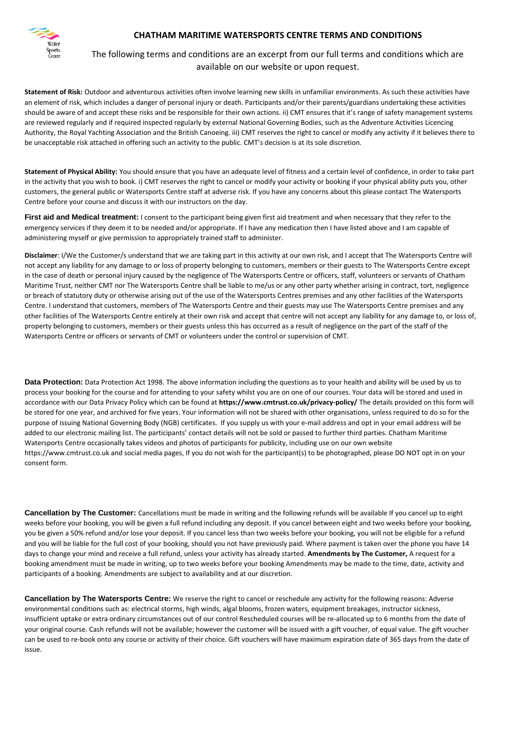## CHATHAM MARITIME WATERSPORTS CENTRE TERMS AND CONDITIONS

The following terms and conditions are an excerpt from our full terms and conditions which are available on our website or upon request.

**Statement of Risk:** Outdoor and adventurous activities often involve learning new skills in unfamiliar environments. As such these activities have an element of risk, which includes a danger of personal injury or death. Participants and/or their parents/guardians undertaking these activities should be aware of and accept these risks and be responsible for their own actions. ii) CMT ensures that it's range of safety management systems are reviewed regularly and if required inspected regularly by external National Governing Bodies, such as the Adventure Activities Licencing Authority, the Royal Yachting Association and the British Canoeing. iii) CMT reserves the right to cancel or modify any activity if it believes there to be unacceptable risk attached in offering such an activity to the public. CMT's decision is at its sole discretion.

**Statement of Physical Ability:** You should ensure that you have an adequate level of fitness and a certain level of confidence, in order to take part in the activity that you wish to book. i) CMT reserves the right to cancel or modify your activity or booking if your physical ability puts you, other customers, the general public or Watersports Centre staff at adverse risk. If you have any concerns about this please contact The Watersports Centre before your course and discuss it with our instructors on the day.

**First aid and Medical treatment:** I consent to the participant being given first aid treatment and when necessary that they refer to the emergency services if they deem it to be needed and/or appropriate. If I have any medication then I have listed above and I am capable of administering myself or give permission to appropriately trained staff to administer.

**Disclaimer**: I/We the Customer/s understand that we are taking part in this activity at our own risk, and I accept that The Watersports Centre will not accept any liability for any damage to or loss of property belonging to customers, members or their guests to The Watersports Centre except in the case of death or personal injury caused by the negligence of The Watersports Centre or officers, staff, volunteers or servants of Chatham Maritime Trust, neither CMT nor The Watersports Centre shall be liable to me/us or any other party whether arising in contract, tort, negligence or breach of statutory duty or otherwise arising out of the use of the Watersports Centres premises and any other facilities of the Watersports Centre. I understand that customers, members of The Watersports Centre and their guests may use The Watersports Centre premises and any other facilities of The Watersports Centre entirely at their own risk and accept that centre will not accept any liability for any damage to, or loss of, property belonging to customers, members or their guests unless this has occurred as a result of negligence on the part of the staff of the Watersports Centre or officers or servants of CMT or volunteers under the control or supervision of CMT.

**Data Protection:** Data Protection Act 1998. The above information including the questions as to your health and ability will be used by us to process your booking for the course and for attending to your safety whilst you are on one of our courses. Your data will be stored and used in accordance with our Data Privacy Policy which can be found at **https://www.cmtrust.co.uk/privacy-policy/** The details provided on this form will be stored for one year, and archived for five years. Your information will not be shared with other organisations, unless required to do so for the purpose of issuing National Governing Body (NGB) certificates. If you supply us with your e-mail address and opt in your email address will be added to our electronic mailing list. The participants' contact details will not be sold or passed to further third parties. Chatham Maritime Watersports Centre occasionally takes videos and photos of participants for publicity, including use on our own website https://www.cmtrust.co.uk and social media pages, If you do not wish for the participant(s) to be photographed, please DO NOT opt in on your consent form.

**Cancellation by The Customer:** Cancellations must be made in writing and the following refunds will be available If you cancel up to eight weeks before your booking, you will be given a full refund including any deposit. If you cancel between eight and two weeks before your booking, you be given a 50% refund and/or lose your deposit. If you cancel less than two weeks before your booking, you will not be eligible for a refund and you will be liable for the full cost of your booking, should you not have previously paid. Where payment is taken over the phone you have 14 days to change your mind and receive a full refund, unless your activity has already started. **Amendments by The Customer,** A request for a booking amendment must be made in writing, up to two weeks before your booking Amendments may be made to the time, date, activity and participants of a booking. Amendments are subject to availability and at our discretion.

**Cancellation by The Watersports Centre:** We reserve the right to cancel or reschedule any activity for the following reasons: Adverse environmental conditions such as: electrical storms, high winds, algal blooms, frozen waters, equipment breakages, instructor sickness, insufficient uptake or extra ordinary circumstances out of our control Rescheduled courses will be re-allocated up to 6 months from the date of your original course. Cash refunds will not be available; however the customer will be issued with a gift voucher, of equal value. The gift voucher can be used to re-book onto any course or activity of their choice. Gift vouchers will have maximum expiration date of 365 days from the date of issue.